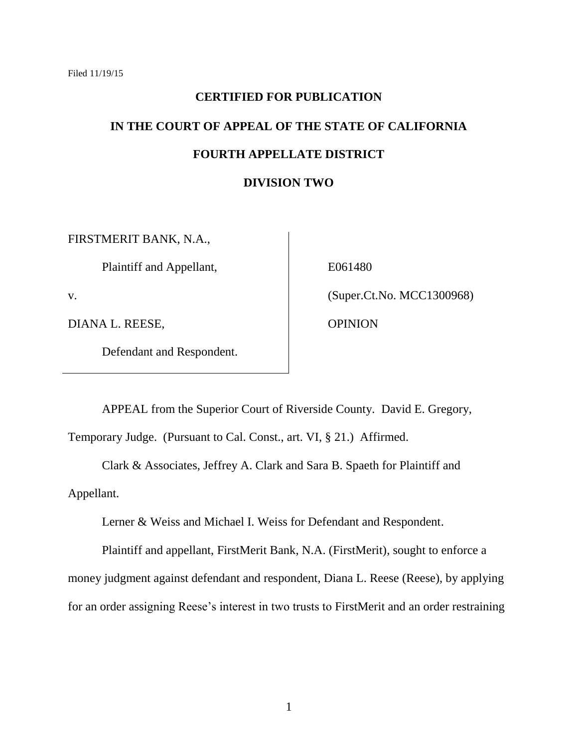Filed 11/19/15

**CERTIFIED FOR PUBLICATION**

**IN THE COURT OF APPEAL OF THE STATE OF CALIFORNIA**

**FOURTH APPELLATE DISTRICT**

**DIVISION TWO**

| | |
|---|---|
| FIRSTMERIT BANK, N.A., | |
| Plaintiff and Appellant, | E061480 |
| v. | (Super.Ct.No. MCC1300968) |
| DIANA L. REESE, | OPINION |
| Defendant and Respondent. | |

APPEAL from the Superior Court of Riverside County. David E. Gregory, Temporary Judge. (Pursuant to Cal. Const., art. VI, § 21.) Affirmed.

Clark & Associates, Jeffrey A. Clark and Sara B. Spaeth for Plaintiff and Appellant.

Lerner & Weiss and Michael I. Weiss for Defendant and Respondent.

Plaintiff and appellant, FirstMerit Bank, N.A. (FirstMerit), sought to enforce a money judgment against defendant and respondent, Diana L. Reese (Reese), by applying for an order assigning Reese's interest in two trusts to FirstMerit and an order restraining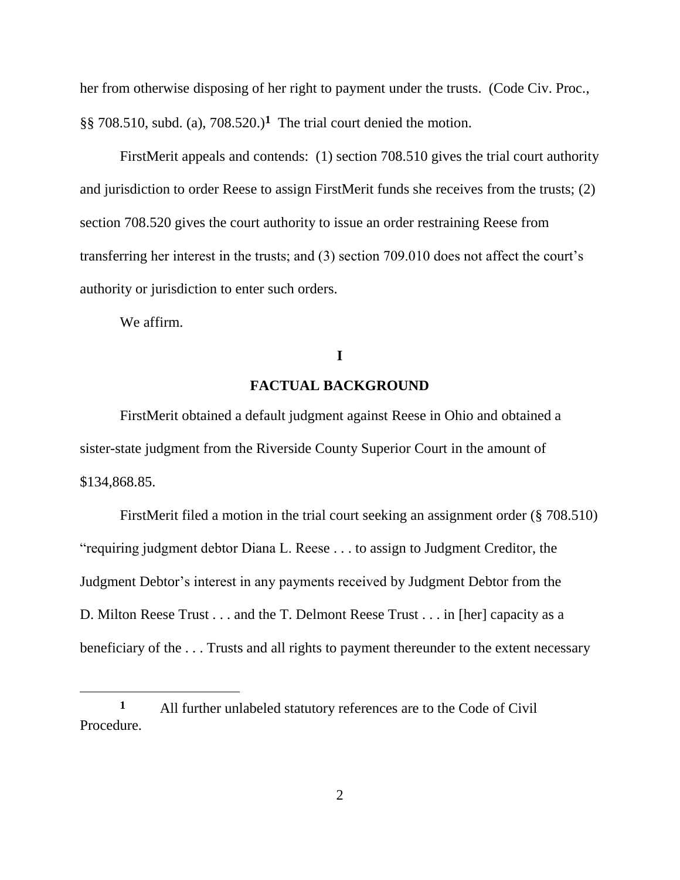her from otherwise disposing of her right to payment under the trusts. (Code Civ. Proc., §§ 708.510, subd. (a), 708.520.)[1] The trial court denied the motion.

FirstMerit appeals and contends: (1) section 708.510 gives the trial court authority and jurisdiction to order Reese to assign FirstMerit funds she receives from the trusts; (2) section 708.520 gives the court authority to issue an order restraining Reese from transferring her interest in the trusts; and (3) section 709.010 does not affect the court's authority or jurisdiction to enter such orders.

We affirm.

## I

## FACTUAL BACKGROUND

FirstMerit obtained a default judgment against Reese in Ohio and obtained a sister-state judgment from the Riverside County Superior Court in the amount of $134,868.85.

FirstMerit filed a motion in the trial court seeking an assignment order (§ 708.510) "requiring judgment debtor Diana L. Reese . . . to assign to Judgment Creditor, the Judgment Debtor's interest in any payments received by Judgment Debtor from the D. Milton Reese Trust . . . and the T. Delmont Reese Trust . . . in [her] capacity as a beneficiary of the . . . Trusts and all rights to payment thereunder to the extent necessary

---

[1] All further unlabeled statutory references are to the Code of Civil Procedure.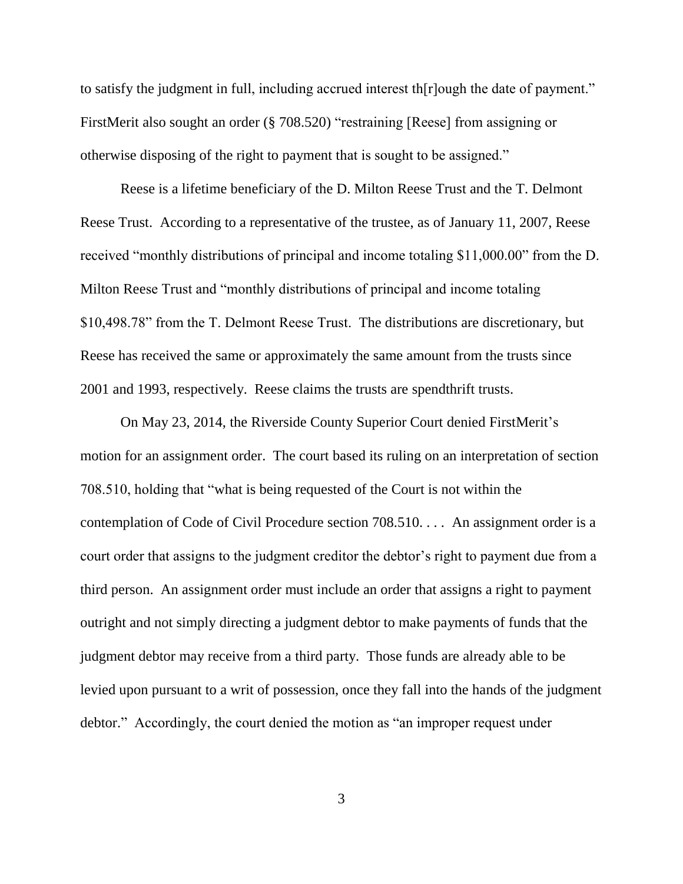to satisfy the judgment in full, including accrued interest th[r]ough the date of payment." FirstMerit also sought an order (§ 708.520) "restraining [Reese] from assigning or otherwise disposing of the right to payment that is sought to be assigned."

Reese is a lifetime beneficiary of the D. Milton Reese Trust and the T. Delmont Reese Trust. According to a representative of the trustee, as of January 11, 2007, Reese received "monthly distributions of principal and income totaling $11,000.00" from the D. Milton Reese Trust and "monthly distributions of principal and income totaling $10,498.78" from the T. Delmont Reese Trust. The distributions are discretionary, but Reese has received the same or approximately the same amount from the trusts since 2001 and 1993, respectively. Reese claims the trusts are spendthrift trusts.

On May 23, 2014, the Riverside County Superior Court denied FirstMerit's motion for an assignment order. The court based its ruling on an interpretation of section 708.510, holding that "what is being requested of the Court is not within the contemplation of Code of Civil Procedure section 708.510. . . . An assignment order is a court order that assigns to the judgment creditor the debtor's right to payment due from a third person. An assignment order must include an order that assigns a right to payment outright and not simply directing a judgment debtor to make payments of funds that the judgment debtor may receive from a third party. Those funds are already able to be levied upon pursuant to a writ of possession, once they fall into the hands of the judgment debtor." Accordingly, the court denied the motion as "an improper request under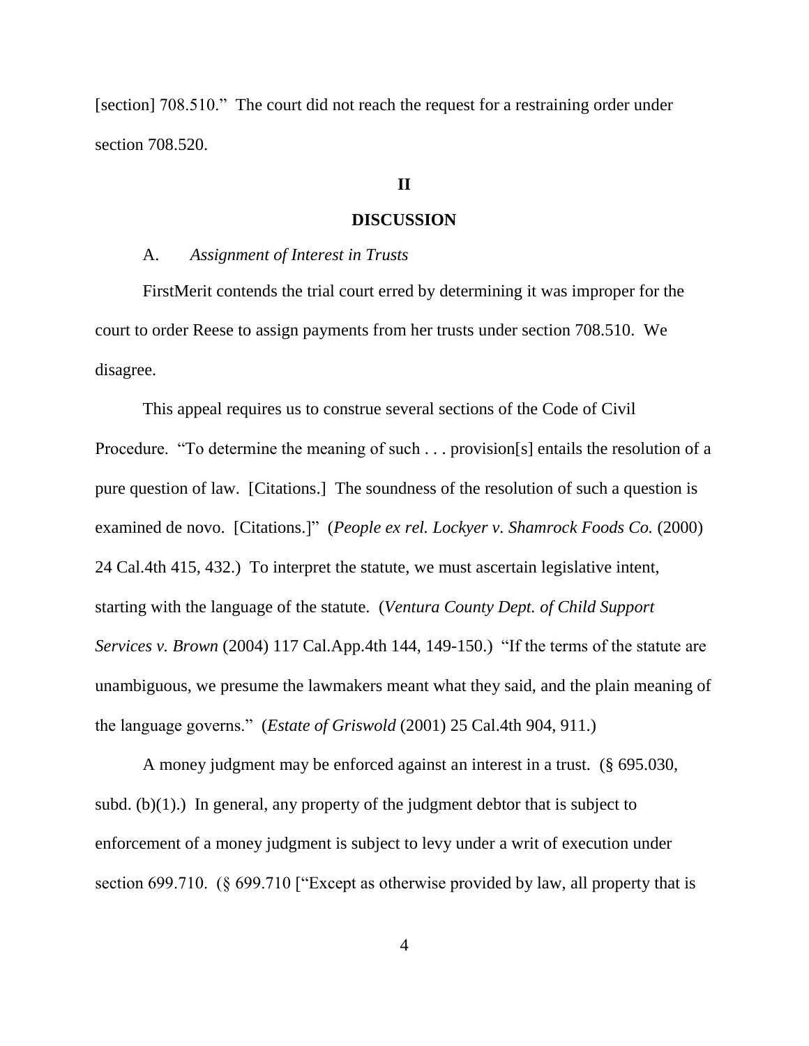[section] 708.510." The court did not reach the request for a restraining order under section 708.520.

## II

## DISCUSSION

A. *Assignment of Interest in Trusts*

FirstMerit contends the trial court erred by determining it was improper for the court to order Reese to assign payments from her trusts under section 708.510. We disagree.

This appeal requires us to construe several sections of the Code of Civil Procedure. "To determine the meaning of such . . . provision[s] entails the resolution of a pure question of law. [Citations.] The soundness of the resolution of such a question is examined de novo. [Citations.]" (*People ex rel. Lockyer v. Shamrock Foods Co.* (2000) 24 Cal.4th 415, 432.) To interpret the statute, we must ascertain legislative intent, starting with the language of the statute. (*Ventura County Dept. of Child Support Services v. Brown* (2004) 117 Cal.App.4th 144, 149-150.) "If the terms of the statute are unambiguous, we presume the lawmakers meant what they said, and the plain meaning of the language governs." (*Estate of Griswold* (2001) 25 Cal.4th 904, 911.)

A money judgment may be enforced against an interest in a trust. (§ 695.030, subd. (b)(1).) In general, any property of the judgment debtor that is subject to enforcement of a money judgment is subject to levy under a writ of execution under section 699.710. (§ 699.710 ["Except as otherwise provided by law, all property that is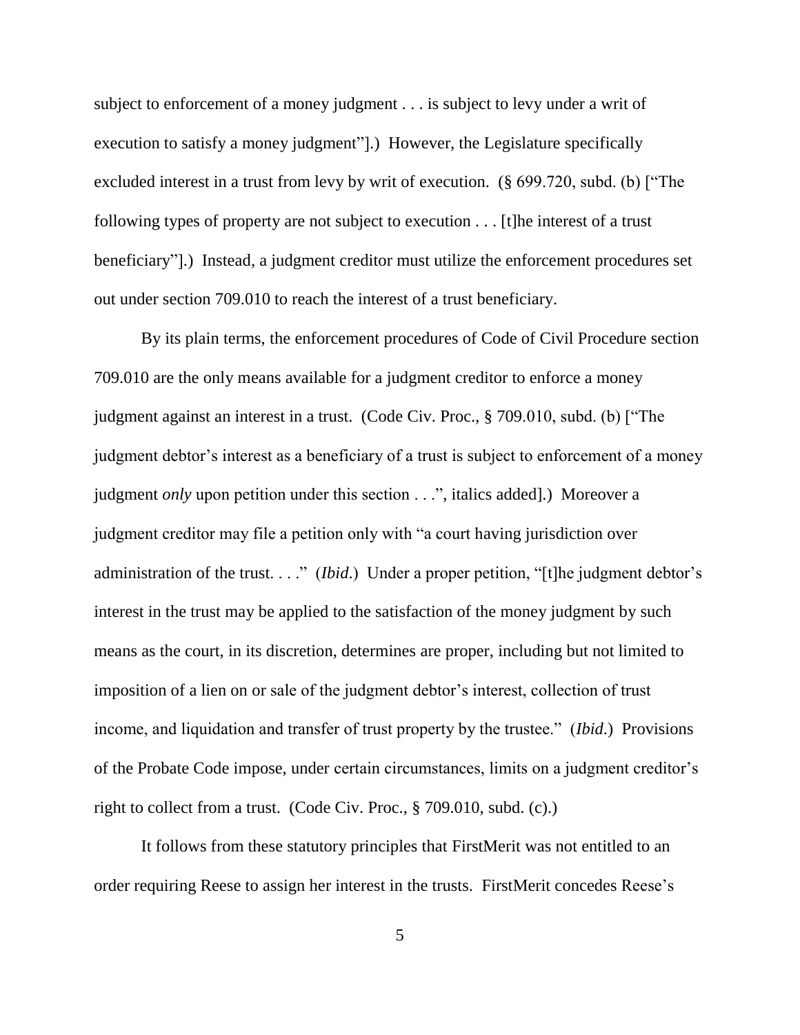subject to enforcement of a money judgment . . . is subject to levy under a writ of execution to satisfy a money judgment"].) However, the Legislature specifically excluded interest in a trust from levy by writ of execution. (§ 699.720, subd. (b) ["The following types of property are not subject to execution . . . [t]he interest of a trust beneficiary"].) Instead, a judgment creditor must utilize the enforcement procedures set out under section 709.010 to reach the interest of a trust beneficiary.

By its plain terms, the enforcement procedures of Code of Civil Procedure section 709.010 are the only means available for a judgment creditor to enforce a money judgment against an interest in a trust. (Code Civ. Proc., § 709.010, subd. (b) ["The judgment debtor's interest as a beneficiary of a trust is subject to enforcement of a money judgment *only* upon petition under this section . . .", italics added].) Moreover a judgment creditor may file a petition only with "a court having jurisdiction over administration of the trust. . . ." (*Ibid*.) Under a proper petition, "[t]he judgment debtor's interest in the trust may be applied to the satisfaction of the money judgment by such means as the court, in its discretion, determines are proper, including but not limited to imposition of a lien on or sale of the judgment debtor's interest, collection of trust income, and liquidation and transfer of trust property by the trustee." (*Ibid*.) Provisions of the Probate Code impose, under certain circumstances, limits on a judgment creditor's right to collect from a trust. (Code Civ. Proc., § 709.010, subd. (c).)

It follows from these statutory principles that FirstMerit was not entitled to an order requiring Reese to assign her interest in the trusts. FirstMerit concedes Reese's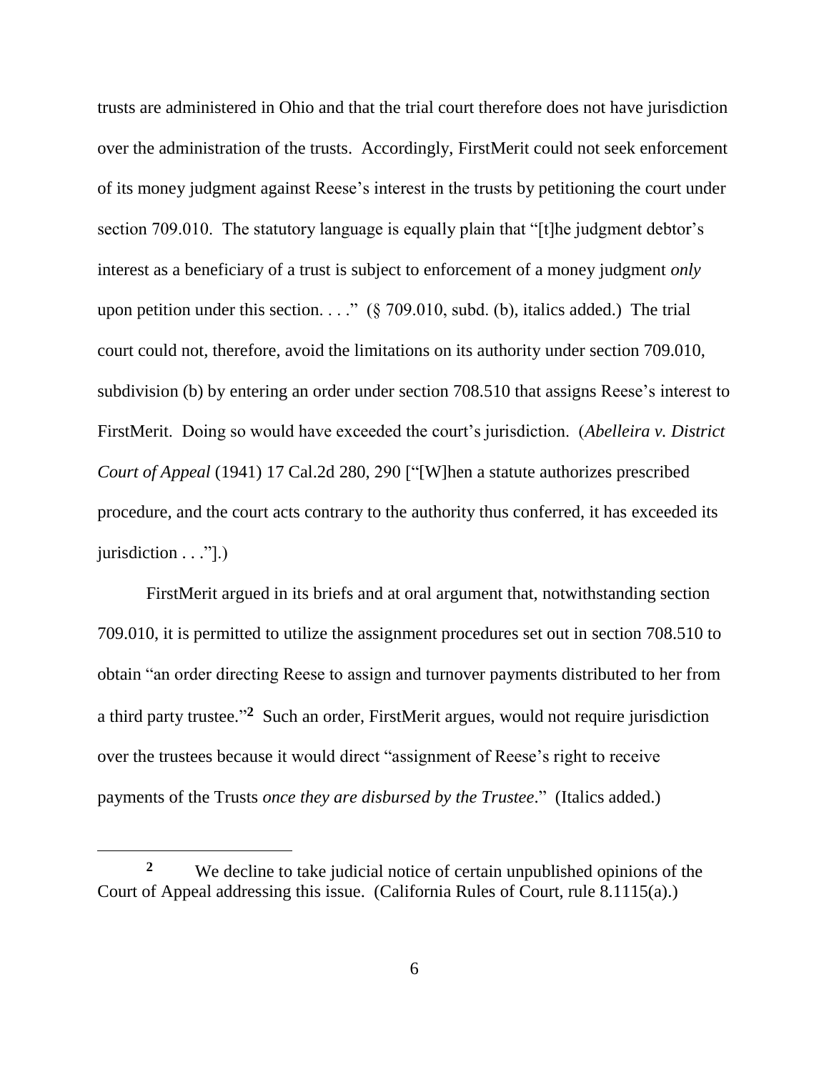trusts are administered in Ohio and that the trial court therefore does not have jurisdiction over the administration of the trusts. Accordingly, FirstMerit could not seek enforcement of its money judgment against Reese's interest in the trusts by petitioning the court under section 709.010. The statutory language is equally plain that "[t]he judgment debtor's interest as a beneficiary of a trust is subject to enforcement of a money judgment *only* upon petition under this section. . . ." (§ 709.010, subd. (b), italics added.) The trial court could not, therefore, avoid the limitations on its authority under section 709.010, subdivision (b) by entering an order under section 708.510 that assigns Reese's interest to FirstMerit. Doing so would have exceeded the court's jurisdiction. (*Abelleira v. District Court of Appeal* (1941) 17 Cal.2d 280, 290 ["[W]hen a statute authorizes prescribed procedure, and the court acts contrary to the authority thus conferred, it has exceeded its jurisdiction . . ."].)

FirstMerit argued in its briefs and at oral argument that, notwithstanding section 709.010, it is permitted to utilize the assignment procedures set out in section 708.510 to obtain "an order directing Reese to assign and turnover payments distributed to her from a third party trustee."[2] Such an order, FirstMerit argues, would not require jurisdiction over the trustees because it would direct "assignment of Reese's right to receive payments of the Trusts *once they are disbursed by the Trustee*." (Italics added.)

---

[2] We decline to take judicial notice of certain unpublished opinions of the Court of Appeal addressing this issue. (California Rules of Court, rule 8.1115(a).)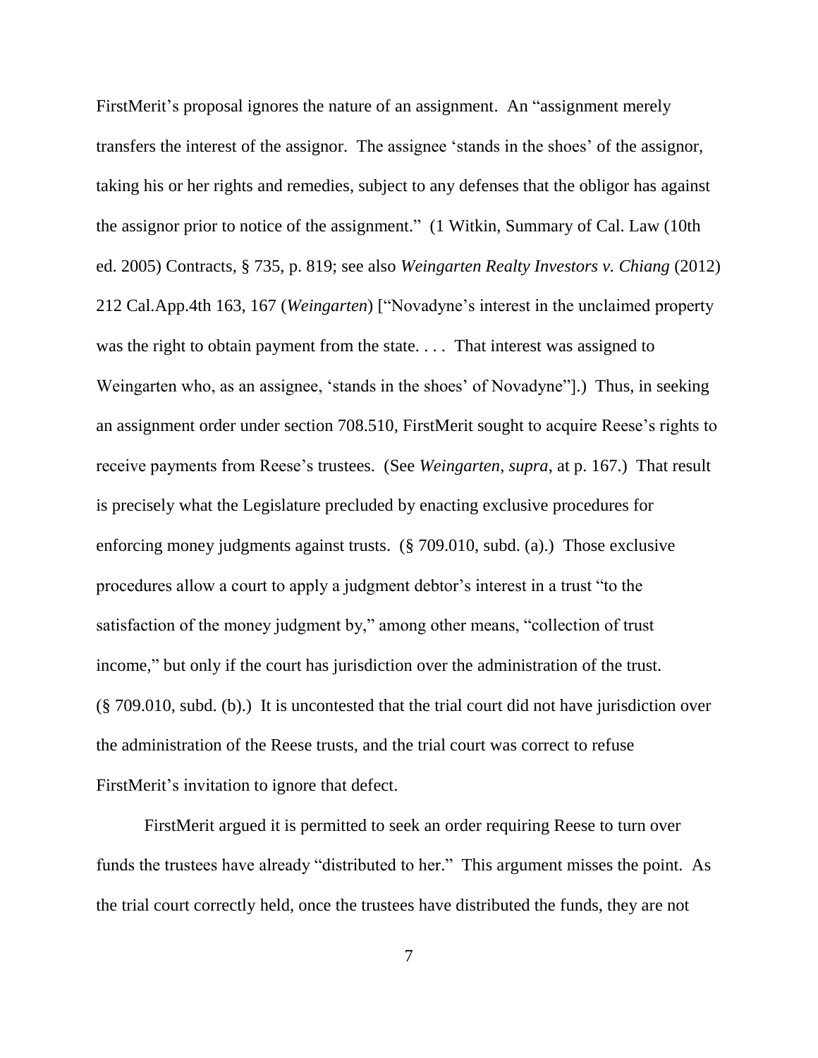FirstMerit's proposal ignores the nature of an assignment. An "assignment merely transfers the interest of the assignor. The assignee 'stands in the shoes' of the assignor, taking his or her rights and remedies, subject to any defenses that the obligor has against the assignor prior to notice of the assignment." (1 Witkin, Summary of Cal. Law (10th ed. 2005) Contracts, § 735, p. 819; see also *Weingarten Realty Investors v. Chiang* (2012) 212 Cal.App.4th 163, 167 (*Weingarten*) ["Novadyne's interest in the unclaimed property was the right to obtain payment from the state. . . . That interest was assigned to Weingarten who, as an assignee, 'stands in the shoes' of Novadyne"].) Thus, in seeking an assignment order under section 708.510, FirstMerit sought to acquire Reese's rights to receive payments from Reese's trustees. (See *Weingarten*, *supra*, at p. 167.) That result is precisely what the Legislature precluded by enacting exclusive procedures for enforcing money judgments against trusts. (§ 709.010, subd. (a).) Those exclusive procedures allow a court to apply a judgment debtor's interest in a trust "to the satisfaction of the money judgment by," among other means, "collection of trust income," but only if the court has jurisdiction over the administration of the trust. (§ 709.010, subd. (b).) It is uncontested that the trial court did not have jurisdiction over the administration of the Reese trusts, and the trial court was correct to refuse FirstMerit's invitation to ignore that defect.

FirstMerit argued it is permitted to seek an order requiring Reese to turn over funds the trustees have already "distributed to her." This argument misses the point. As the trial court correctly held, once the trustees have distributed the funds, they are not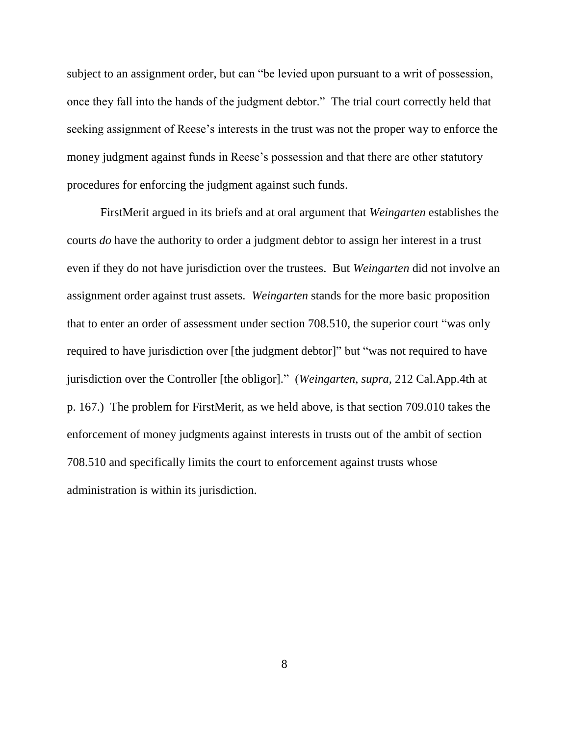subject to an assignment order, but can "be levied upon pursuant to a writ of possession, once they fall into the hands of the judgment debtor." The trial court correctly held that seeking assignment of Reese's interests in the trust was not the proper way to enforce the money judgment against funds in Reese's possession and that there are other statutory procedures for enforcing the judgment against such funds.

FirstMerit argued in its briefs and at oral argument that *Weingarten* establishes the courts *do* have the authority to order a judgment debtor to assign her interest in a trust even if they do not have jurisdiction over the trustees. But *Weingarten* did not involve an assignment order against trust assets. *Weingarten* stands for the more basic proposition that to enter an order of assessment under section 708.510, the superior court "was only required to have jurisdiction over [the judgment debtor]" but "was not required to have jurisdiction over the Controller [the obligor]." (*Weingarten*, *supra*, 212 Cal.App.4th at p. 167.) The problem for FirstMerit, as we held above, is that section 709.010 takes the enforcement of money judgments against interests in trusts out of the ambit of section 708.510 and specifically limits the court to enforcement against trusts whose administration is within its jurisdiction.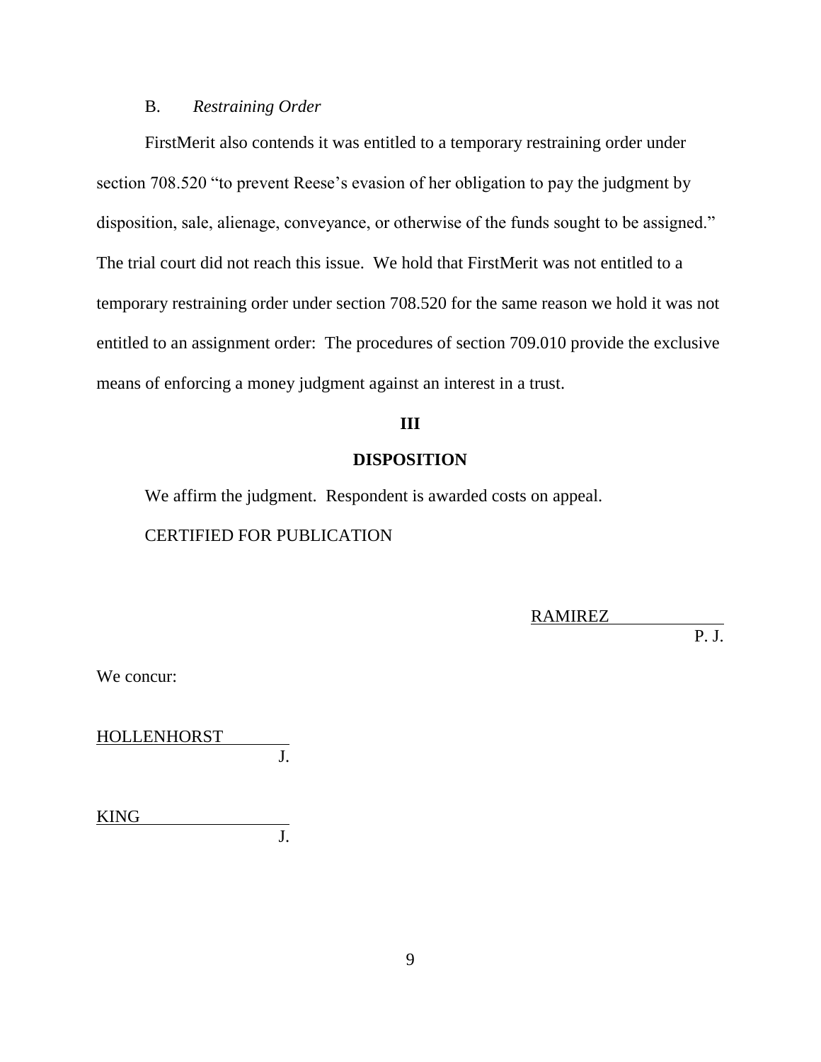B. *Restraining Order*

FirstMerit also contends it was entitled to a temporary restraining order under section 708.520 "to prevent Reese's evasion of her obligation to pay the judgment by disposition, sale, alienage, conveyance, or otherwise of the funds sought to be assigned." The trial court did not reach this issue. We hold that FirstMerit was not entitled to a temporary restraining order under section 708.520 for the same reason we hold it was not entitled to an assignment order: The procedures of section 709.010 provide the exclusive means of enforcing a money judgment against an interest in a trust.

### III

### DISPOSITION

We affirm the judgment. Respondent is awarded costs on appeal.

CERTIFIED FOR PUBLICATION

RAMIREZ
P. J.

We concur:

HOLLENHORST
J.

KING
J.